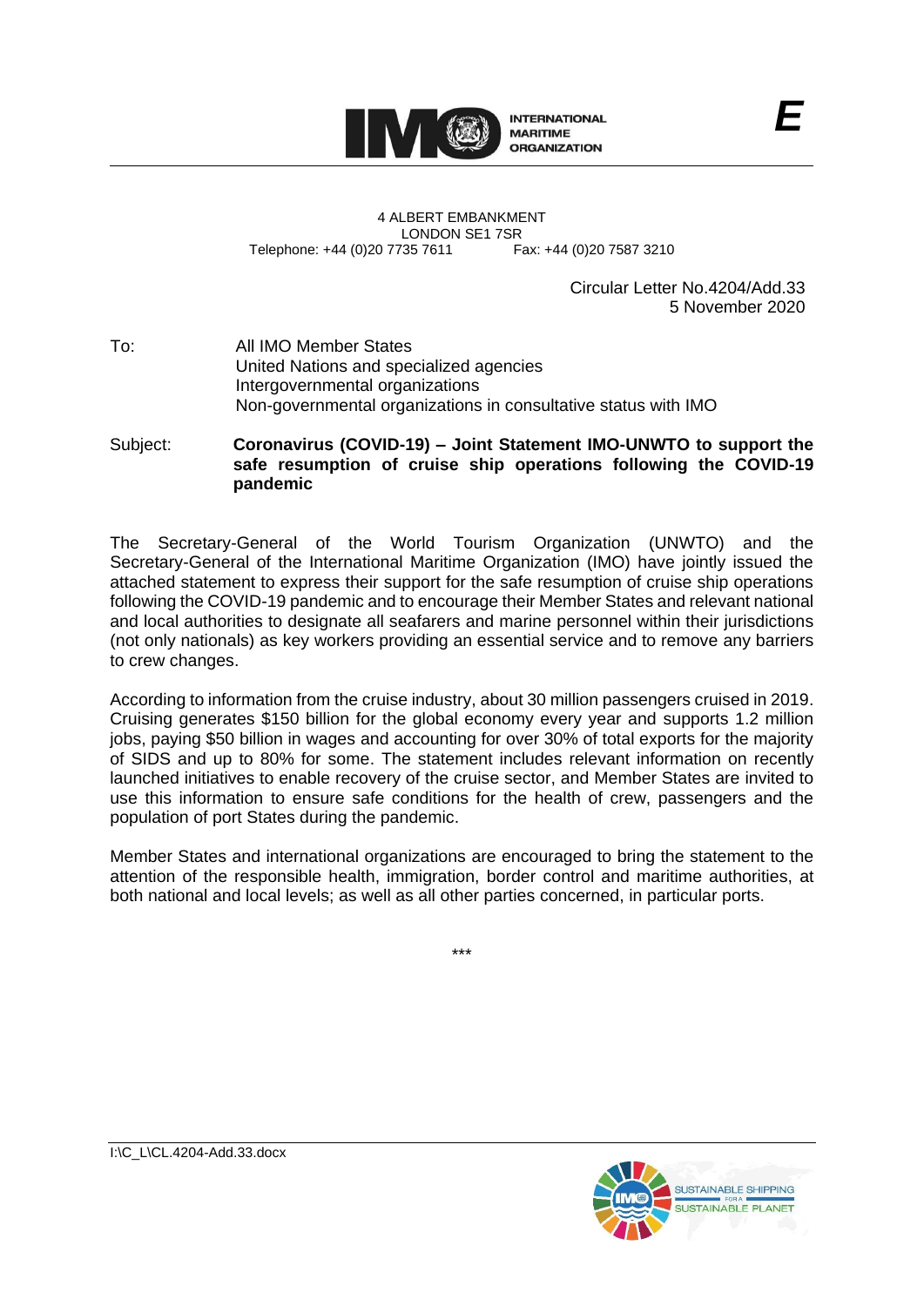INTERNATIONAL MARITIME ORGANIZATION

**E**

4 ALBERT EMBANKMENT
LONDON SE1 7SR
Telephone: +44 (0)20 7735 7611 Fax: +44 (0)20 7587 3210

Circular Letter No.4204/Add.33
5 November 2020

To: All IMO Member States
United Nations and specialized agencies
Intergovernmental organizations
Non-governmental organizations in consultative status with IMO

Subject: **Coronavirus (COVID-19) – Joint Statement IMO-UNWTO to support the safe resumption of cruise ship operations following the COVID-19 pandemic**

The Secretary-General of the World Tourism Organization (UNWTO) and the Secretary-General of the International Maritime Organization (IMO) have jointly issued the attached statement to express their support for the safe resumption of cruise ship operations following the COVID-19 pandemic and to encourage their Member States and relevant national and local authorities to designate all seafarers and marine personnel within their jurisdictions (not only nationals) as key workers providing an essential service and to remove any barriers to crew changes.

According to information from the cruise industry, about 30 million passengers cruised in 2019. Cruising generates $150 billion for the global economy every year and supports 1.2 million jobs, paying $50 billion in wages and accounting for over 30% of total exports for the majority of SIDS and up to 80% for some. The statement includes relevant information on recently launched initiatives to enable recovery of the cruise sector, and Member States are invited to use this information to ensure safe conditions for the health of crew, passengers and the population of port States during the pandemic.

Member States and international organizations are encouraged to bring the statement to the attention of the responsible health, immigration, border control and maritime authorities, at both national and local levels; as well as all other parties concerned, in particular ports.

\*\*\*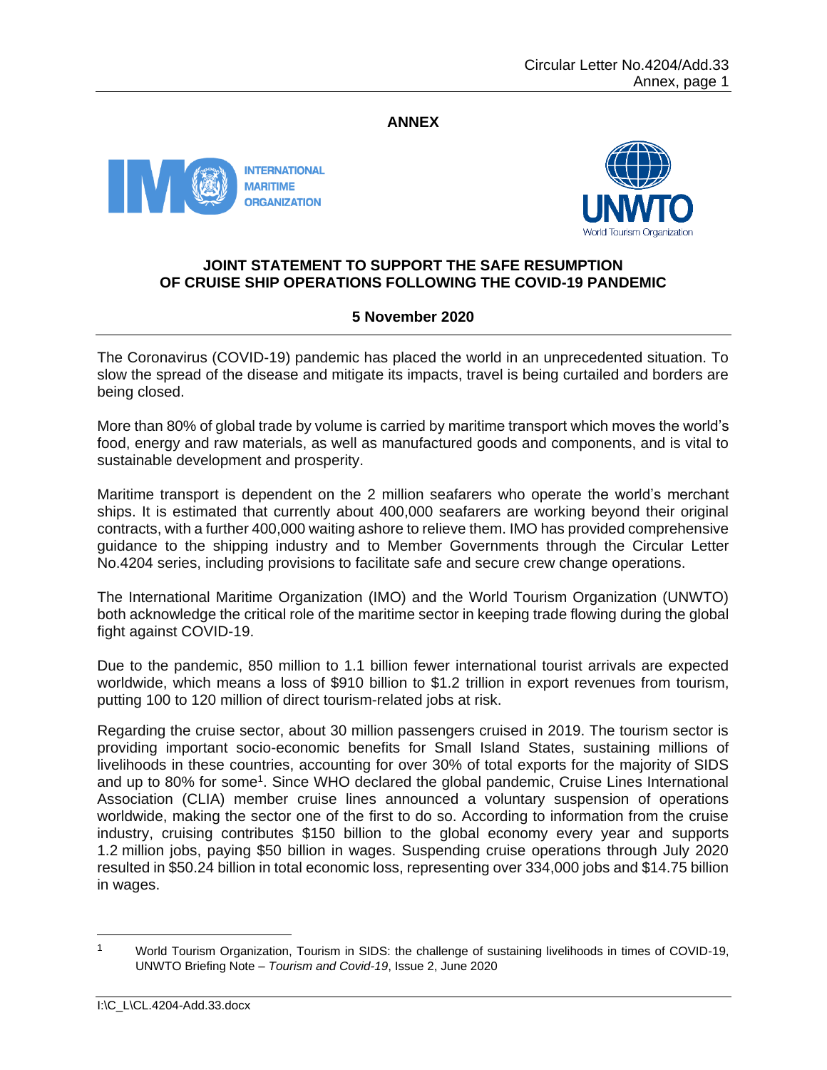**ANNEX**

**JOINT STATEMENT TO SUPPORT THE SAFE RESUMPTION OF CRUISE SHIP OPERATIONS FOLLOWING THE COVID-19 PANDEMIC**

**5 November 2020**

The Coronavirus (COVID-19) pandemic has placed the world in an unprecedented situation. To slow the spread of the disease and mitigate its impacts, travel is being curtailed and borders are being closed.

More than 80% of global trade by volume is carried by maritime transport which moves the world's food, energy and raw materials, as well as manufactured goods and components, and is vital to sustainable development and prosperity.

Maritime transport is dependent on the 2 million seafarers who operate the world's merchant ships. It is estimated that currently about 400,000 seafarers are working beyond their original contracts, with a further 400,000 waiting ashore to relieve them. IMO has provided comprehensive guidance to the shipping industry and to Member Governments through the Circular Letter No.4204 series, including provisions to facilitate safe and secure crew change operations.

The International Maritime Organization (IMO) and the World Tourism Organization (UNWTO) both acknowledge the critical role of the maritime sector in keeping trade flowing during the global fight against COVID-19.

Due to the pandemic, 850 million to 1.1 billion fewer international tourist arrivals are expected worldwide, which means a loss of $910 billion to $1.2 trillion in export revenues from tourism, putting 100 to 120 million of direct tourism-related jobs at risk.

Regarding the cruise sector, about 30 million passengers cruised in 2019. The tourism sector is providing important socio-economic benefits for Small Island States, sustaining millions of livelihoods in these countries, accounting for over 30% of total exports for the majority of SIDS and up to 80% for some[1]. Since WHO declared the global pandemic, Cruise Lines International Association (CLIA) member cruise lines announced a voluntary suspension of operations worldwide, making the sector one of the first to do so. According to information from the cruise industry, cruising contributes $150 billion to the global economy every year and supports 1.2 million jobs, paying $50 billion in wages. Suspending cruise operations through July 2020 resulted in $50.24 billion in total economic loss, representing over 334,000 jobs and $14.75 billion in wages.

[1] World Tourism Organization, Tourism in SIDS: the challenge of sustaining livelihoods in times of COVID-19, UNWTO Briefing Note – *Tourism and Covid-19*, Issue 2, June 2020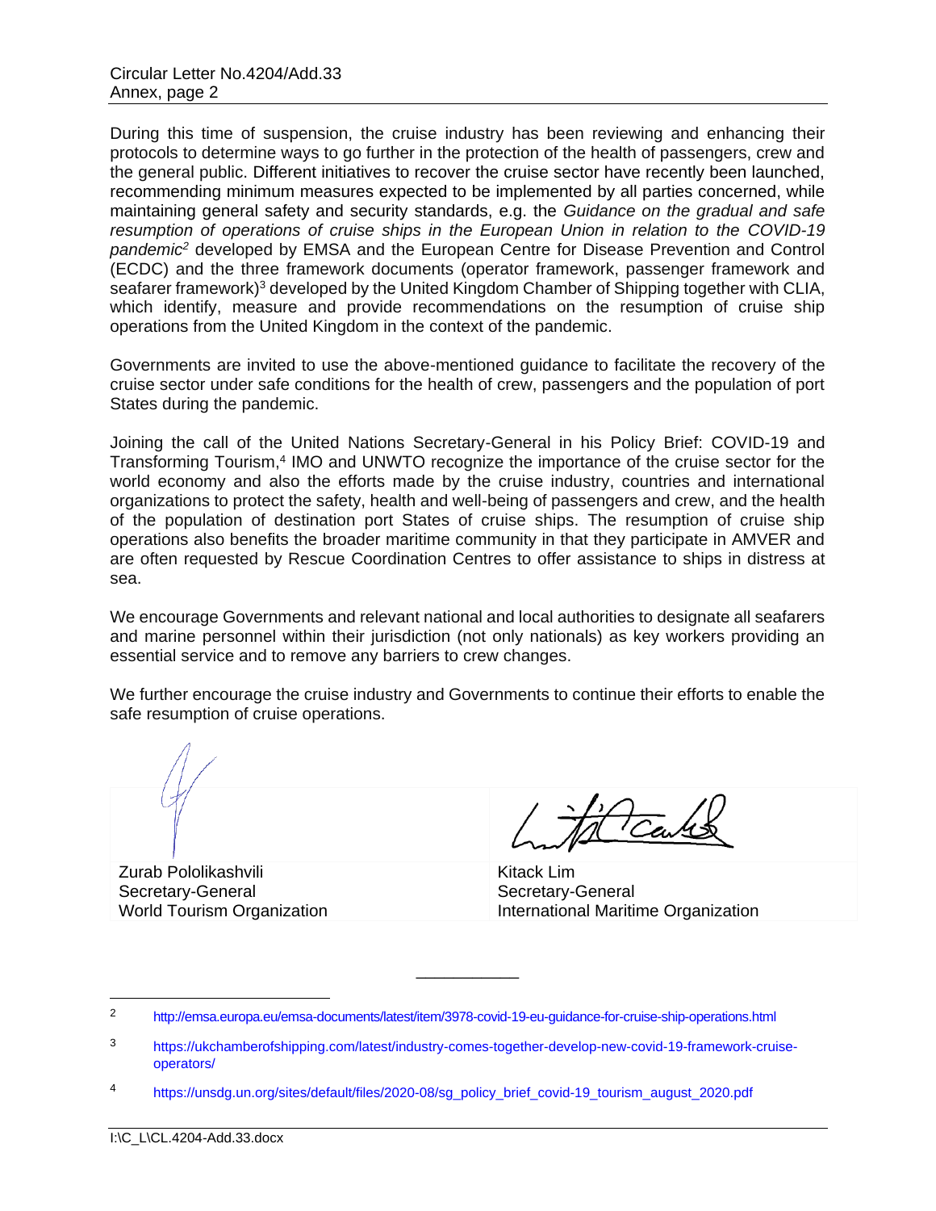During this time of suspension, the cruise industry has been reviewing and enhancing their protocols to determine ways to go further in the protection of the health of passengers, crew and the general public. Different initiatives to recover the cruise sector have recently been launched, recommending minimum measures expected to be implemented by all parties concerned, while maintaining general safety and security standards, e.g. the *Guidance on the gradual and safe resumption of operations of cruise ships in the European Union in relation to the COVID-19 pandemic*[2] developed by EMSA and the European Centre for Disease Prevention and Control (ECDC) and the three framework documents (operator framework, passenger framework and seafarer framework)[3] developed by the United Kingdom Chamber of Shipping together with CLIA, which identify, measure and provide recommendations on the resumption of cruise ship operations from the United Kingdom in the context of the pandemic.

Governments are invited to use the above-mentioned guidance to facilitate the recovery of the cruise sector under safe conditions for the health of crew, passengers and the population of port States during the pandemic.

Joining the call of the United Nations Secretary-General in his Policy Brief: COVID-19 and Transforming Tourism,[4] IMO and UNWTO recognize the importance of the cruise sector for the world economy and also the efforts made by the cruise industry, countries and international organizations to protect the safety, health and well-being of passengers and crew, and the health of the population of destination port States of cruise ships. The resumption of cruise ship operations also benefits the broader maritime community in that they participate in AMVER and are often requested by Rescue Coordination Centres to offer assistance to ships in distress at sea.

We encourage Governments and relevant national and local authorities to designate all seafarers and marine personnel within their jurisdiction (not only nationals) as key workers providing an essential service and to remove any barriers to crew changes.

We further encourage the cruise industry and Governments to continue their efforts to enable the safe resumption of cruise operations.

| | |
|---|---|
| Zurab Pololikashvili<br>Secretary-General<br>World Tourism Organization | Kitack Lim<br>Secretary-General<br>International Maritime Organization |

---

[2] http://emsa.europa.eu/emsa-documents/latest/item/3978-covid-19-eu-guidance-for-cruise-ship-operations.html

[3] https://ukchamberofshipping.com/latest/industry-comes-together-develop-new-covid-19-framework-cruise-operators/

[4] https://unsdg.un.org/sites/default/files/2020-08/sg_policy_brief_covid-19_tourism_august_2020.pdf